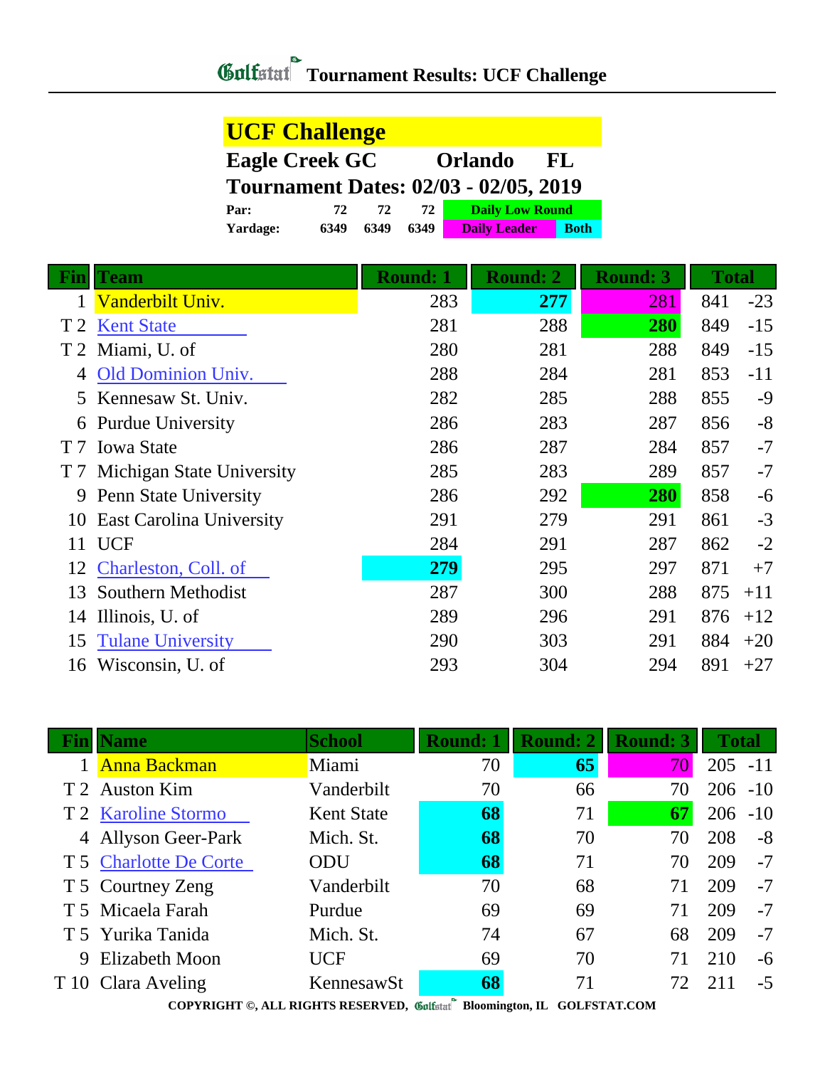# Golfstat Tournament Results: UCF Challenge

## UCF Challenge

**Eagle Creek GC    Orlando    FL**

**Tournament Dates: 02/03 - 02/05, 2019**

| | | | | |
|---|---|---|---|---|
| **Par:** | 72 | 72 | 72 | Daily Low Round |
| **Yardage:** | 6349 | 6349 | 6349 | Daily Leader / Both |

| Fin | Team | Round: 1 | Round: 2 | Round: 3 | Total | |
|---|---|---|---|---|---|---|
| 1 | Vanderbilt Univ. | 283 | **277** | 281 | 841 | -23 |
| T 2 | Kent State | 281 | 288 | **280** | 849 | -15 |
| T 2 | Miami, U. of | 280 | 281 | 288 | 849 | -15 |
| 4 | Old Dominion Univ. | 288 | 284 | 281 | 853 | -11 |
| 5 | Kennesaw St. Univ. | 282 | 285 | 288 | 855 | -9 |
| 6 | Purdue University | 286 | 283 | 287 | 856 | -8 |
| T 7 | Iowa State | 286 | 287 | 284 | 857 | -7 |
| T 7 | Michigan State University | 285 | 283 | 289 | 857 | -7 |
| 9 | Penn State University | 286 | 292 | **280** | 858 | -6 |
| 10 | East Carolina University | 291 | 279 | 291 | 861 | -3 |
| 11 | UCF | 284 | 291 | 287 | 862 | -2 |
| 12 | Charleston, Coll. of | **279** | 295 | 297 | 871 | +7 |
| 13 | Southern Methodist | 287 | 300 | 288 | 875 | +11 |
| 14 | Illinois, U. of | 289 | 296 | 291 | 876 | +12 |
| 15 | Tulane University | 290 | 303 | 291 | 884 | +20 |
| 16 | Wisconsin, U. of | 293 | 304 | 294 | 891 | +27 |

| Fin | Name | School | Round: 1 | Round: 2 | Round: 3 | Total | |
|---|---|---|---|---|---|---|---|
| 1 | Anna Backman | Miami | 70 | **65** | 70 | 205 | -11 |
| T 2 | Auston Kim | Vanderbilt | 70 | 66 | 70 | 206 | -10 |
| T 2 | Karoline Stormo | Kent State | **68** | 71 | **67** | 206 | -10 |
| 4 | Allyson Geer-Park | Mich. St. | **68** | 70 | 70 | 208 | -8 |
| T 5 | Charlotte De Corte | ODU | **68** | 71 | 70 | 209 | -7 |
| T 5 | Courtney Zeng | Vanderbilt | 70 | 68 | 71 | 209 | -7 |
| T 5 | Micaela Farah | Purdue | 69 | 69 | 71 | 209 | -7 |
| T 5 | Yurika Tanida | Mich. St. | 74 | 67 | 68 | 209 | -7 |
| 9 | Elizabeth Moon | UCF | 69 | 70 | 71 | 210 | -6 |
| T 10 | Clara Aveling | KennesawSt | **68** | 71 | 72 | 211 | -5 |

COPYRIGHT ©, ALL RIGHTS RESERVED, Golfstat Bloomington, IL GOLFSTAT.COM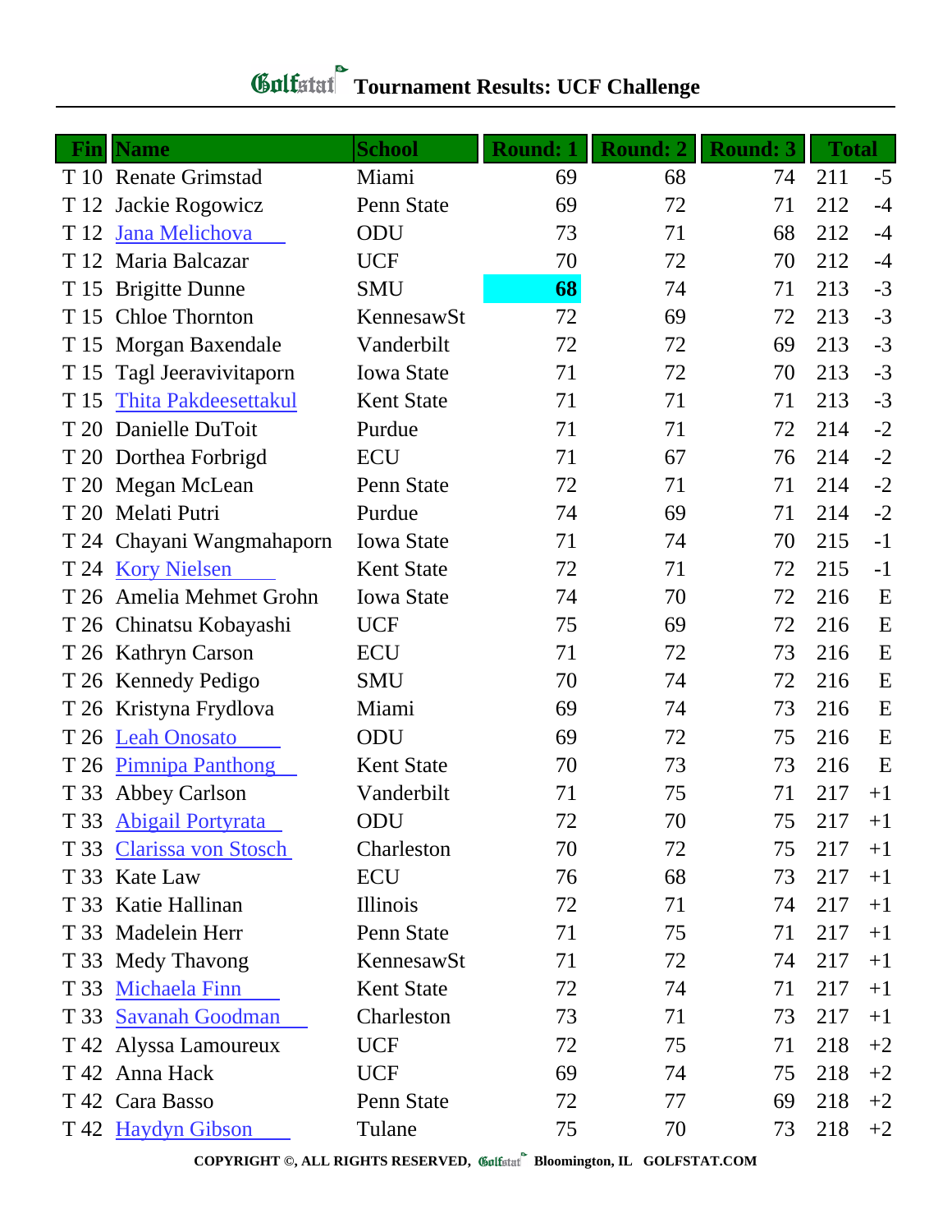# Golfstat Tournament Results: UCF Challenge

| Fin | Name | School | Round: 1 | Round: 2 | Round: 3 | Total | |
|---|---|---|---|---|---|---|---|
| T 10 | Renate Grimstad | Miami | 69 | 68 | 74 | 211 | -5 |
| T 12 | Jackie Rogowicz | Penn State | 69 | 72 | 71 | 212 | -4 |
| T 12 | Jana Melichova | ODU | 73 | 71 | 68 | 212 | -4 |
| T 12 | Maria Balcazar | UCF | 70 | 72 | 70 | 212 | -4 |
| T 15 | Brigitte Dunne | SMU | **68** | 74 | 71 | 213 | -3 |
| T 15 | Chloe Thornton | KennesawSt | 72 | 69 | 72 | 213 | -3 |
| T 15 | Morgan Baxendale | Vanderbilt | 72 | 72 | 69 | 213 | -3 |
| T 15 | Tagl Jeeravivitaporn | Iowa State | 71 | 72 | 70 | 213 | -3 |
| T 15 | Thita Pakdeesettakul | Kent State | 71 | 71 | 71 | 213 | -3 |
| T 20 | Danielle DuToit | Purdue | 71 | 71 | 72 | 214 | -2 |
| T 20 | Dorthea Forbrigd | ECU | 71 | 67 | 76 | 214 | -2 |
| T 20 | Megan McLean | Penn State | 72 | 71 | 71 | 214 | -2 |
| T 20 | Melati Putri | Purdue | 74 | 69 | 71 | 214 | -2 |
| T 24 | Chayani Wangmahaporn | Iowa State | 71 | 74 | 70 | 215 | -1 |
| T 24 | Kory Nielsen | Kent State | 72 | 71 | 72 | 215 | -1 |
| T 26 | Amelia Mehmet Grohn | Iowa State | 74 | 70 | 72 | 216 | E |
| T 26 | Chinatsu Kobayashi | UCF | 75 | 69 | 72 | 216 | E |
| T 26 | Kathryn Carson | ECU | 71 | 72 | 73 | 216 | E |
| T 26 | Kennedy Pedigo | SMU | 70 | 74 | 72 | 216 | E |
| T 26 | Kristyna Frydlova | Miami | 69 | 74 | 73 | 216 | E |
| T 26 | Leah Onosato | ODU | 69 | 72 | 75 | 216 | E |
| T 26 | Pimnipa Panthong | Kent State | 70 | 73 | 73 | 216 | E |
| T 33 | Abbey Carlson | Vanderbilt | 71 | 75 | 71 | 217 | +1 |
| T 33 | Abigail Portyrata | ODU | 72 | 70 | 75 | 217 | +1 |
| T 33 | Clarissa von Stosch | Charleston | 70 | 72 | 75 | 217 | +1 |
| T 33 | Kate Law | ECU | 76 | 68 | 73 | 217 | +1 |
| T 33 | Katie Hallinan | Illinois | 72 | 71 | 74 | 217 | +1 |
| T 33 | Madelein Herr | Penn State | 71 | 75 | 71 | 217 | +1 |
| T 33 | Medy Thavong | KennesawSt | 71 | 72 | 74 | 217 | +1 |
| T 33 | Michaela Finn | Kent State | 72 | 74 | 71 | 217 | +1 |
| T 33 | Savanah Goodman | Charleston | 73 | 71 | 73 | 217 | +1 |
| T 42 | Alyssa Lamoureux | UCF | 72 | 75 | 71 | 218 | +2 |
| T 42 | Anna Hack | UCF | 69 | 74 | 75 | 218 | +2 |
| T 42 | Cara Basso | Penn State | 72 | 77 | 69 | 218 | +2 |
| T 42 | Haydyn Gibson | Tulane | 75 | 70 | 73 | 218 | +2 |

COPYRIGHT ©, ALL RIGHTS RESERVED, Golfstat Bloomington, IL GOLFSTAT.COM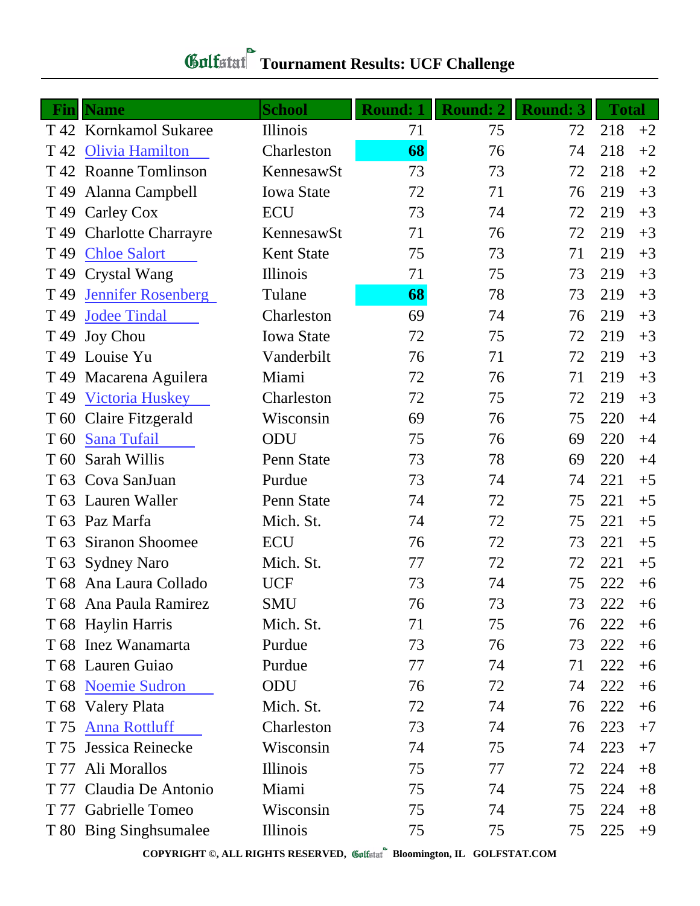# Golfstat Tournament Results: UCF Challenge

| Fin | Name | School | Round: 1 | Round: 2 | Round: 3 | Total | |
|---|---|---|---|---|---|---|---|
| T 42 | Kornkamol Sukaree | Illinois | 71 | 75 | 72 | 218 | +2 |
| T 42 | Olivia Hamilton | Charleston | **68** | 76 | 74 | 218 | +2 |
| T 42 | Roanne Tomlinson | KennesawSt | 73 | 73 | 72 | 218 | +2 |
| T 49 | Alanna Campbell | Iowa State | 72 | 71 | 76 | 219 | +3 |
| T 49 | Carley Cox | ECU | 73 | 74 | 72 | 219 | +3 |
| T 49 | Charlotte Charrayre | KennesawSt | 71 | 76 | 72 | 219 | +3 |
| T 49 | Chloe Salort | Kent State | 75 | 73 | 71 | 219 | +3 |
| T 49 | Crystal Wang | Illinois | 71 | 75 | 73 | 219 | +3 |
| T 49 | Jennifer Rosenberg | Tulane | **68** | 78 | 73 | 219 | +3 |
| T 49 | Jodee Tindal | Charleston | 69 | 74 | 76 | 219 | +3 |
| T 49 | Joy Chou | Iowa State | 72 | 75 | 72 | 219 | +3 |
| T 49 | Louise Yu | Vanderbilt | 76 | 71 | 72 | 219 | +3 |
| T 49 | Macarena Aguilera | Miami | 72 | 76 | 71 | 219 | +3 |
| T 49 | Victoria Huskey | Charleston | 72 | 75 | 72 | 219 | +3 |
| T 60 | Claire Fitzgerald | Wisconsin | 69 | 76 | 75 | 220 | +4 |
| T 60 | Sana Tufail | ODU | 75 | 76 | 69 | 220 | +4 |
| T 60 | Sarah Willis | Penn State | 73 | 78 | 69 | 220 | +4 |
| T 63 | Cova SanJuan | Purdue | 73 | 74 | 74 | 221 | +5 |
| T 63 | Lauren Waller | Penn State | 74 | 72 | 75 | 221 | +5 |
| T 63 | Paz Marfa | Mich. St. | 74 | 72 | 75 | 221 | +5 |
| T 63 | Siranon Shoomee | ECU | 76 | 72 | 73 | 221 | +5 |
| T 63 | Sydney Naro | Mich. St. | 77 | 72 | 72 | 221 | +5 |
| T 68 | Ana Laura Collado | UCF | 73 | 74 | 75 | 222 | +6 |
| T 68 | Ana Paula Ramirez | SMU | 76 | 73 | 73 | 222 | +6 |
| T 68 | Haylin Harris | Mich. St. | 71 | 75 | 76 | 222 | +6 |
| T 68 | Inez Wanamarta | Purdue | 73 | 76 | 73 | 222 | +6 |
| T 68 | Lauren Guiao | Purdue | 77 | 74 | 71 | 222 | +6 |
| T 68 | Noemie Sudron | ODU | 76 | 72 | 74 | 222 | +6 |
| T 68 | Valery Plata | Mich. St. | 72 | 74 | 76 | 222 | +6 |
| T 75 | Anna Rottluff | Charleston | 73 | 74 | 76 | 223 | +7 |
| T 75 | Jessica Reinecke | Wisconsin | 74 | 75 | 74 | 223 | +7 |
| T 77 | Ali Morallos | Illinois | 75 | 77 | 72 | 224 | +8 |
| T 77 | Claudia De Antonio | Miami | 75 | 74 | 75 | 224 | +8 |
| T 77 | Gabrielle Tomeo | Wisconsin | 75 | 74 | 75 | 224 | +8 |
| T 80 | Bing Singhsumalee | Illinois | 75 | 75 | 75 | 225 | +9 |

COPYRIGHT ©, ALL RIGHTS RESERVED, Golfstat Bloomington, IL GOLFSTAT.COM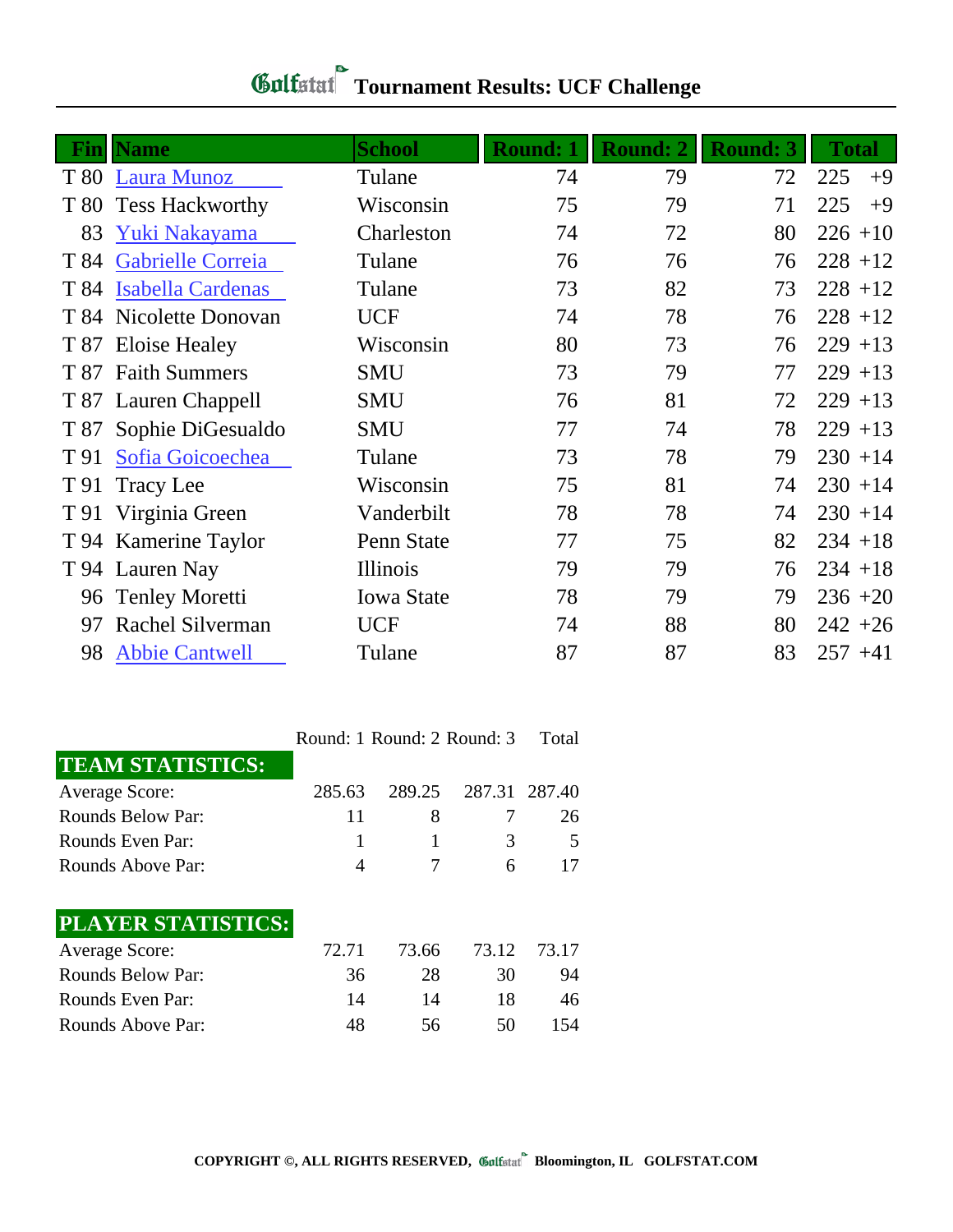# Tournament Results: UCF Challenge

| Fin | Name | School | Round: 1 | Round: 2 | Round: 3 | Total | |
|---|---|---|---|---|---|---|---|
| T 80 | Laura Munoz | Tulane | 74 | 79 | 72 | 225 | +9 |
| T 80 | Tess Hackworthy | Wisconsin | 75 | 79 | 71 | 225 | +9 |
| 83 | Yuki Nakayama | Charleston | 74 | 72 | 80 | 226 | +10 |
| T 84 | Gabrielle Correia | Tulane | 76 | 76 | 76 | 228 | +12 |
| T 84 | Isabella Cardenas | Tulane | 73 | 82 | 73 | 228 | +12 |
| T 84 | Nicolette Donovan | UCF | 74 | 78 | 76 | 228 | +12 |
| T 87 | Eloise Healey | Wisconsin | 80 | 73 | 76 | 229 | +13 |
| T 87 | Faith Summers | SMU | 73 | 79 | 77 | 229 | +13 |
| T 87 | Lauren Chappell | SMU | 76 | 81 | 72 | 229 | +13 |
| T 87 | Sophie DiGesualdo | SMU | 77 | 74 | 78 | 229 | +13 |
| T 91 | Sofia Goicoechea | Tulane | 73 | 78 | 79 | 230 | +14 |
| T 91 | Tracy Lee | Wisconsin | 75 | 81 | 74 | 230 | +14 |
| T 91 | Virginia Green | Vanderbilt | 78 | 78 | 74 | 230 | +14 |
| T 94 | Kamerine Taylor | Penn State | 77 | 75 | 82 | 234 | +18 |
| T 94 | Lauren Nay | Illinois | 79 | 79 | 76 | 234 | +18 |
| 96 | Tenley Moretti | Iowa State | 78 | 79 | 79 | 236 | +20 |
| 97 | Rachel Silverman | UCF | 74 | 88 | 80 | 242 | +26 |
| 98 | Abbie Cantwell | Tulane | 87 | 87 | 83 | 257 | +41 |

| TEAM STATISTICS: | Round: 1 | Round: 2 | Round: 3 | Total |
|---|---|---|---|---|
| Average Score: | 285.63 | 289.25 | 287.31 | 287.40 |
| Rounds Below Par: | 11 | 8 | 7 | 26 |
| Rounds Even Par: | 1 | 1 | 3 | 5 |
| Rounds Above Par: | 4 | 7 | 6 | 17 |

| PLAYER STATISTICS: | Round: 1 | Round: 2 | Round: 3 | Total |
|---|---|---|---|---|
| Average Score: | 72.71 | 73.66 | 73.12 | 73.17 |
| Rounds Below Par: | 36 | 28 | 30 | 94 |
| Rounds Even Par: | 14 | 14 | 18 | 46 |
| Rounds Above Par: | 48 | 56 | 50 | 154 |

**COPYRIGHT ©, ALL RIGHTS RESERVED, Golfstat Bloomington, IL GOLFSTAT.COM**